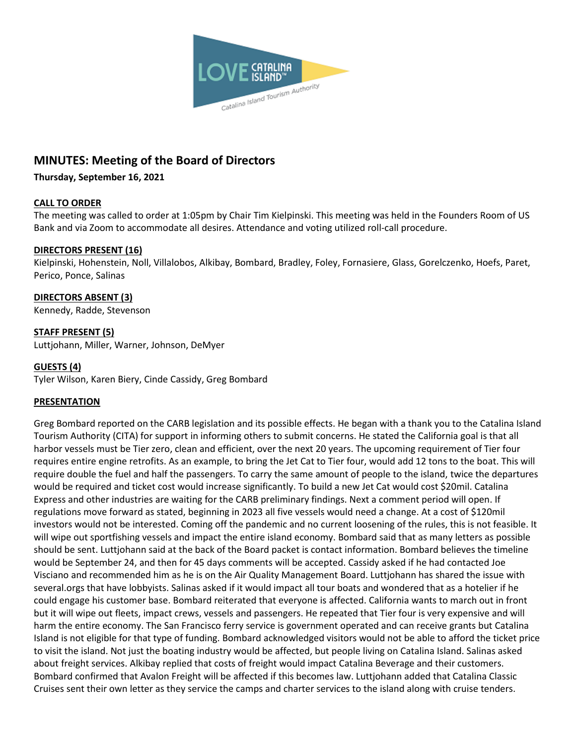# MINUTES: Meeting of the Board of Directors

**Thursday, September 16, 2021**

## CALL TO ORDER

The meeting was called to order at 1:05pm by Chair Tim Kielpinski. This meeting was held in the Founders Room of US Bank and via Zoom to accommodate all desires. Attendance and voting utilized roll-call procedure.

## DIRECTORS PRESENT (16)

Kielpinski, Hohenstein, Noll, Villalobos, Alkibay, Bombard, Bradley, Foley, Fornasiere, Glass, Gorelczenko, Hoefs, Paret, Perico, Ponce, Salinas

## DIRECTORS ABSENT (3)

Kennedy, Radde, Stevenson

## STAFF PRESENT (5)

Luttjohann, Miller, Warner, Johnson, DeMyer

## GUESTS (4)

Tyler Wilson, Karen Biery, Cinde Cassidy, Greg Bombard

## PRESENTATION

Greg Bombard reported on the CARB legislation and its possible effects. He began with a thank you to the Catalina Island Tourism Authority (CITA) for support in informing others to submit concerns. He stated the California goal is that all harbor vessels must be Tier zero, clean and efficient, over the next 20 years. The upcoming requirement of Tier four requires entire engine retrofits. As an example, to bring the Jet Cat to Tier four, would add 12 tons to the boat. This will require double the fuel and half the passengers. To carry the same amount of people to the island, twice the departures would be required and ticket cost would increase significantly. To build a new Jet Cat would cost $20mil. Catalina Express and other industries are waiting for the CARB preliminary findings. Next a comment period will open. If regulations move forward as stated, beginning in 2023 all five vessels would need a change. At a cost of $120mil investors would not be interested. Coming off the pandemic and no current loosening of the rules, this is not feasible. It will wipe out sportfishing vessels and impact the entire island economy. Bombard said that as many letters as possible should be sent. Luttjohann said at the back of the Board packet is contact information. Bombard believes the timeline would be September 24, and then for 45 days comments will be accepted. Cassidy asked if he had contacted Joe Visciano and recommended him as he is on the Air Quality Management Board. Luttjohann has shared the issue with several.orgs that have lobbyists. Salinas asked if it would impact all tour boats and wondered that as a hotelier if he could engage his customer base. Bombard reiterated that everyone is affected. California wants to march out in front but it will wipe out fleets, impact crews, vessels and passengers. He repeated that Tier four is very expensive and will harm the entire economy. The San Francisco ferry service is government operated and can receive grants but Catalina Island is not eligible for that type of funding. Bombard acknowledged visitors would not be able to afford the ticket price to visit the island. Not just the boating industry would be affected, but people living on Catalina Island. Salinas asked about freight services. Alkibay replied that costs of freight would impact Catalina Beverage and their customers. Bombard confirmed that Avalon Freight will be affected if this becomes law. Luttjohann added that Catalina Classic Cruises sent their own letter as they service the camps and charter services to the island along with cruise tenders.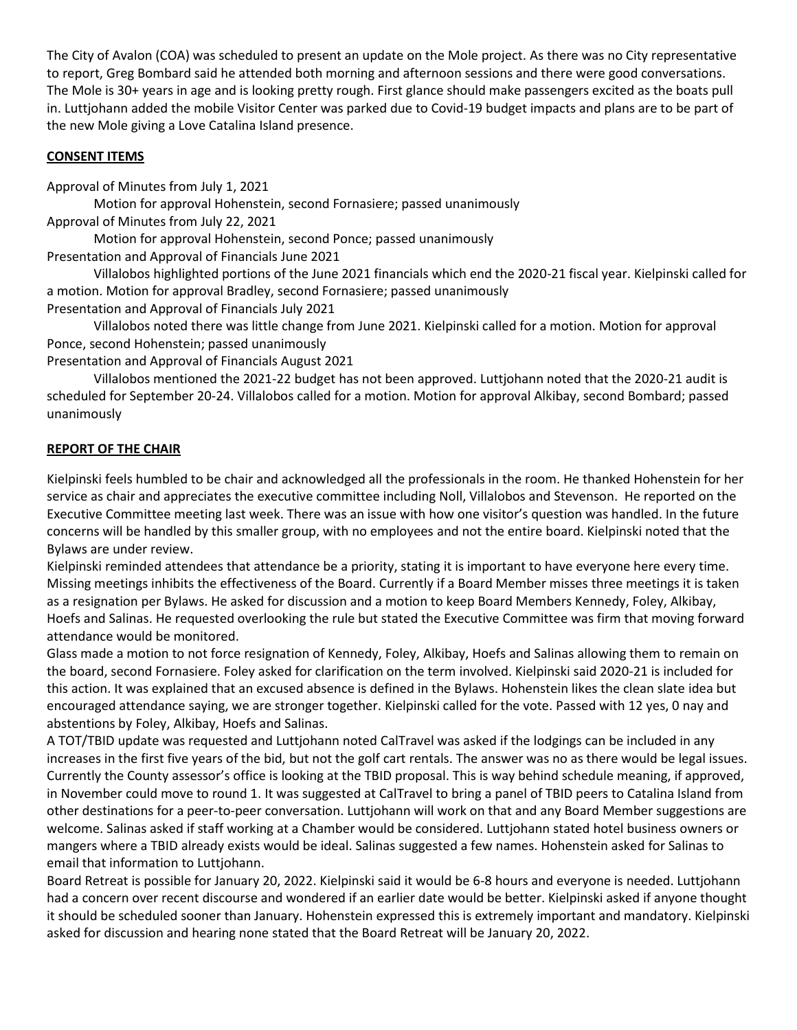The City of Avalon (COA) was scheduled to present an update on the Mole project. As there was no City representative to report, Greg Bombard said he attended both morning and afternoon sessions and there were good conversations. The Mole is 30+ years in age and is looking pretty rough. First glance should make passengers excited as the boats pull in. Luttjohann added the mobile Visitor Center was parked due to Covid-19 budget impacts and plans are to be part of the new Mole giving a Love Catalina Island presence.

**CONSENT ITEMS**

Approval of Minutes from July 1, 2021

Motion for approval Hohenstein, second Fornasiere; passed unanimously

Approval of Minutes from July 22, 2021

Motion for approval Hohenstein, second Ponce; passed unanimously

Presentation and Approval of Financials June 2021

Villalobos highlighted portions of the June 2021 financials which end the 2020-21 fiscal year. Kielpinski called for a motion. Motion for approval Bradley, second Fornasiere; passed unanimously

Presentation and Approval of Financials July 2021

Villalobos noted there was little change from June 2021. Kielpinski called for a motion. Motion for approval Ponce, second Hohenstein; passed unanimously

Presentation and Approval of Financials August 2021

Villalobos mentioned the 2021-22 budget has not been approved. Luttjohann noted that the 2020-21 audit is scheduled for September 20-24. Villalobos called for a motion. Motion for approval Alkibay, second Bombard; passed unanimously

**REPORT OF THE CHAIR**

Kielpinski feels humbled to be chair and acknowledged all the professionals in the room. He thanked Hohenstein for her service as chair and appreciates the executive committee including Noll, Villalobos and Stevenson. He reported on the Executive Committee meeting last week. There was an issue with how one visitor's question was handled. In the future concerns will be handled by this smaller group, with no employees and not the entire board. Kielpinski noted that the Bylaws are under review.

Kielpinski reminded attendees that attendance be a priority, stating it is important to have everyone here every time. Missing meetings inhibits the effectiveness of the Board. Currently if a Board Member misses three meetings it is taken as a resignation per Bylaws. He asked for discussion and a motion to keep Board Members Kennedy, Foley, Alkibay, Hoefs and Salinas. He requested overlooking the rule but stated the Executive Committee was firm that moving forward attendance would be monitored.

Glass made a motion to not force resignation of Kennedy, Foley, Alkibay, Hoefs and Salinas allowing them to remain on the board, second Fornasiere. Foley asked for clarification on the term involved. Kielpinski said 2020-21 is included for this action. It was explained that an excused absence is defined in the Bylaws. Hohenstein likes the clean slate idea but encouraged attendance saying, we are stronger together. Kielpinski called for the vote. Passed with 12 yes, 0 nay and abstentions by Foley, Alkibay, Hoefs and Salinas.

A TOT/TBID update was requested and Luttjohann noted CalTravel was asked if the lodgings can be included in any increases in the first five years of the bid, but not the golf cart rentals. The answer was no as there would be legal issues. Currently the County assessor's office is looking at the TBID proposal. This is way behind schedule meaning, if approved, in November could move to round 1. It was suggested at CalTravel to bring a panel of TBID peers to Catalina Island from other destinations for a peer-to-peer conversation. Luttjohann will work on that and any Board Member suggestions are welcome. Salinas asked if staff working at a Chamber would be considered. Luttjohann stated hotel business owners or mangers where a TBID already exists would be ideal. Salinas suggested a few names. Hohenstein asked for Salinas to email that information to Luttjohann.

Board Retreat is possible for January 20, 2022. Kielpinski said it would be 6-8 hours and everyone is needed. Luttjohann had a concern over recent discourse and wondered if an earlier date would be better. Kielpinski asked if anyone thought it should be scheduled sooner than January. Hohenstein expressed this is extremely important and mandatory. Kielpinski asked for discussion and hearing none stated that the Board Retreat will be January 20, 2022.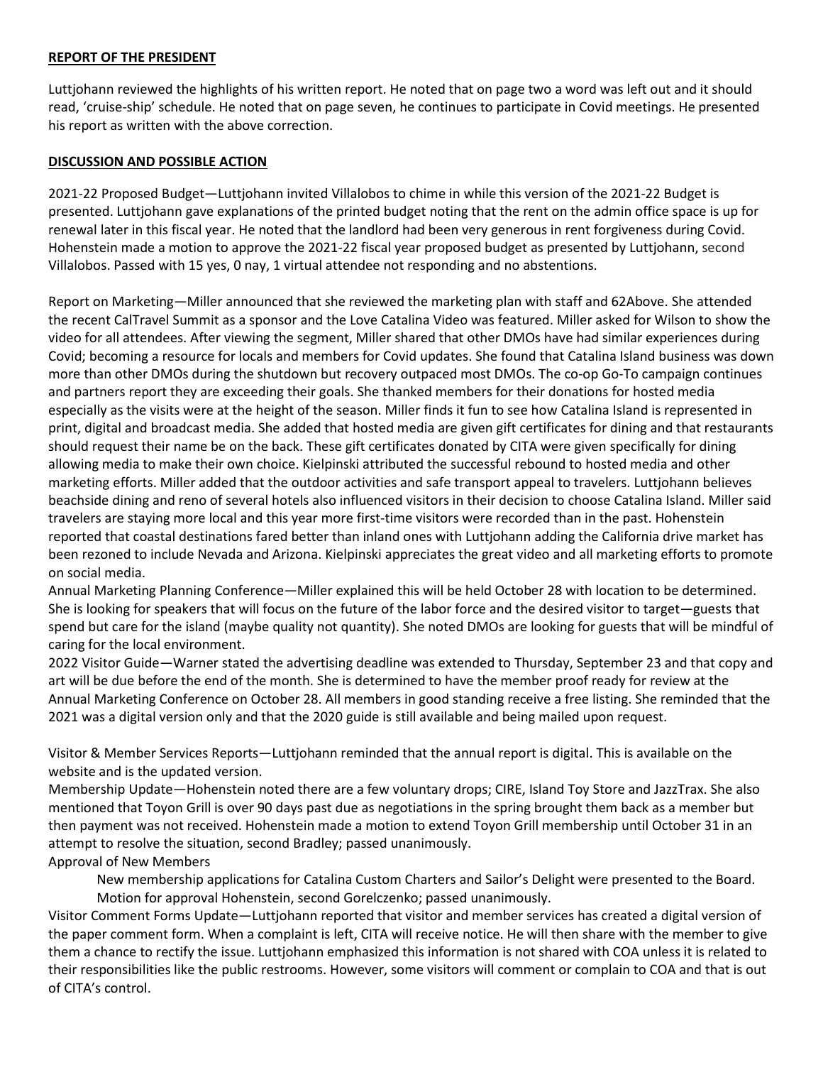## REPORT OF THE PRESIDENT

Luttjohann reviewed the highlights of his written report. He noted that on page two a word was left out and it should read, 'cruise-ship' schedule. He noted that on page seven, he continues to participate in Covid meetings. He presented his report as written with the above correction.

## DISCUSSION AND POSSIBLE ACTION

2021-22 Proposed Budget—Luttjohann invited Villalobos to chime in while this version of the 2021-22 Budget is presented. Luttjohann gave explanations of the printed budget noting that the rent on the admin office space is up for renewal later in this fiscal year. He noted that the landlord had been very generous in rent forgiveness during Covid. Hohenstein made a motion to approve the 2021-22 fiscal year proposed budget as presented by Luttjohann, second Villalobos. Passed with 15 yes, 0 nay, 1 virtual attendee not responding and no abstentions.

Report on Marketing—Miller announced that she reviewed the marketing plan with staff and 62Above. She attended the recent CalTravel Summit as a sponsor and the Love Catalina Video was featured. Miller asked for Wilson to show the video for all attendees. After viewing the segment, Miller shared that other DMOs have had similar experiences during Covid; becoming a resource for locals and members for Covid updates. She found that Catalina Island business was down more than other DMOs during the shutdown but recovery outpaced most DMOs. The co-op Go-To campaign continues and partners report they are exceeding their goals. She thanked members for their donations for hosted media especially as the visits were at the height of the season. Miller finds it fun to see how Catalina Island is represented in print, digital and broadcast media. She added that hosted media are given gift certificates for dining and that restaurants should request their name be on the back. These gift certificates donated by CITA were given specifically for dining allowing media to make their own choice. Kielpinski attributed the successful rebound to hosted media and other marketing efforts. Miller added that the outdoor activities and safe transport appeal to travelers. Luttjohann believes beachside dining and reno of several hotels also influenced visitors in their decision to choose Catalina Island. Miller said travelers are staying more local and this year more first-time visitors were recorded than in the past. Hohenstein reported that coastal destinations fared better than inland ones with Luttjohann adding the California drive market has been rezoned to include Nevada and Arizona. Kielpinski appreciates the great video and all marketing efforts to promote on social media.

Annual Marketing Planning Conference—Miller explained this will be held October 28 with location to be determined. She is looking for speakers that will focus on the future of the labor force and the desired visitor to target—guests that spend but care for the island (maybe quality not quantity). She noted DMOs are looking for guests that will be mindful of caring for the local environment.

2022 Visitor Guide—Warner stated the advertising deadline was extended to Thursday, September 23 and that copy and art will be due before the end of the month. She is determined to have the member proof ready for review at the Annual Marketing Conference on October 28. All members in good standing receive a free listing. She reminded that the 2021 was a digital version only and that the 2020 guide is still available and being mailed upon request.

Visitor & Member Services Reports—Luttjohann reminded that the annual report is digital. This is available on the website and is the updated version.

Membership Update—Hohenstein noted there are a few voluntary drops; CIRE, Island Toy Store and JazzTrax. She also mentioned that Toyon Grill is over 90 days past due as negotiations in the spring brought them back as a member but then payment was not received. Hohenstein made a motion to extend Toyon Grill membership until October 31 in an attempt to resolve the situation, second Bradley; passed unanimously.

Approval of New Members

New membership applications for Catalina Custom Charters and Sailor's Delight were presented to the Board. Motion for approval Hohenstein, second Gorelczenko; passed unanimously.

Visitor Comment Forms Update—Luttjohann reported that visitor and member services has created a digital version of the paper comment form. When a complaint is left, CITA will receive notice. He will then share with the member to give them a chance to rectify the issue. Luttjohann emphasized this information is not shared with COA unless it is related to their responsibilities like the public restrooms. However, some visitors will comment or complain to COA and that is out of CITA's control.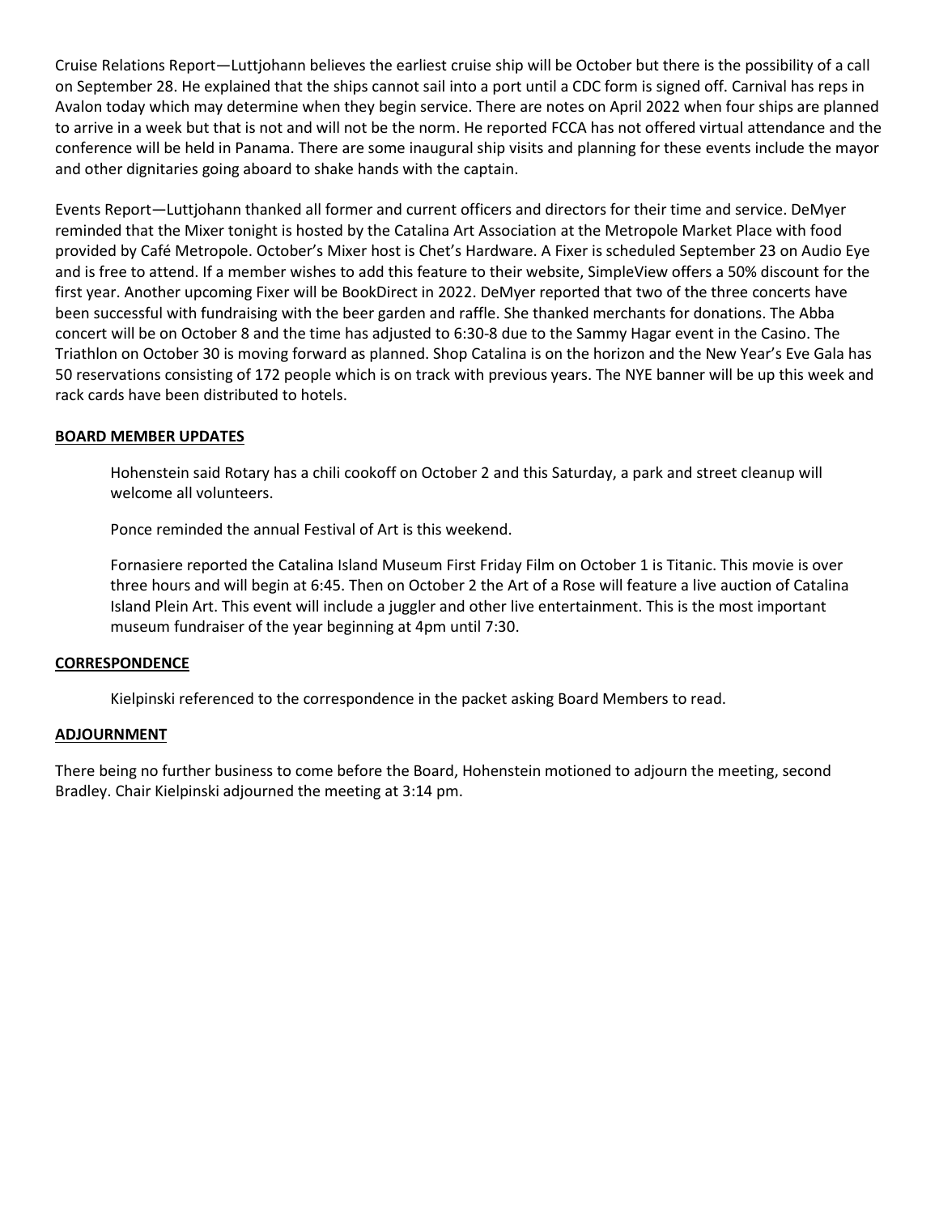Cruise Relations Report—Luttjohann believes the earliest cruise ship will be October but there is the possibility of a call on September 28. He explained that the ships cannot sail into a port until a CDC form is signed off. Carnival has reps in Avalon today which may determine when they begin service. There are notes on April 2022 when four ships are planned to arrive in a week but that is not and will not be the norm. He reported FCCA has not offered virtual attendance and the conference will be held in Panama. There are some inaugural ship visits and planning for these events include the mayor and other dignitaries going aboard to shake hands with the captain.

Events Report—Luttjohann thanked all former and current officers and directors for their time and service. DeMyer reminded that the Mixer tonight is hosted by the Catalina Art Association at the Metropole Market Place with food provided by Café Metropole. October's Mixer host is Chet's Hardware. A Fixer is scheduled September 23 on Audio Eye and is free to attend. If a member wishes to add this feature to their website, SimpleView offers a 50% discount for the first year. Another upcoming Fixer will be BookDirect in 2022. DeMyer reported that two of the three concerts have been successful with fundraising with the beer garden and raffle. She thanked merchants for donations. The Abba concert will be on October 8 and the time has adjusted to 6:30-8 due to the Sammy Hagar event in the Casino. The Triathlon on October 30 is moving forward as planned. Shop Catalina is on the horizon and the New Year's Eve Gala has 50 reservations consisting of 172 people which is on track with previous years. The NYE banner will be up this week and rack cards have been distributed to hotels.

**BOARD MEMBER UPDATES**

Hohenstein said Rotary has a chili cookoff on October 2 and this Saturday, a park and street cleanup will welcome all volunteers.

Ponce reminded the annual Festival of Art is this weekend.

Fornasiere reported the Catalina Island Museum First Friday Film on October 1 is Titanic. This movie is over three hours and will begin at 6:45. Then on October 2 the Art of a Rose will feature a live auction of Catalina Island Plein Art. This event will include a juggler and other live entertainment. This is the most important museum fundraiser of the year beginning at 4pm until 7:30.

**CORRESPONDENCE**

Kielpinski referenced to the correspondence in the packet asking Board Members to read.

**ADJOURNMENT**

There being no further business to come before the Board, Hohenstein motioned to adjourn the meeting, second Bradley. Chair Kielpinski adjourned the meeting at 3:14 pm.